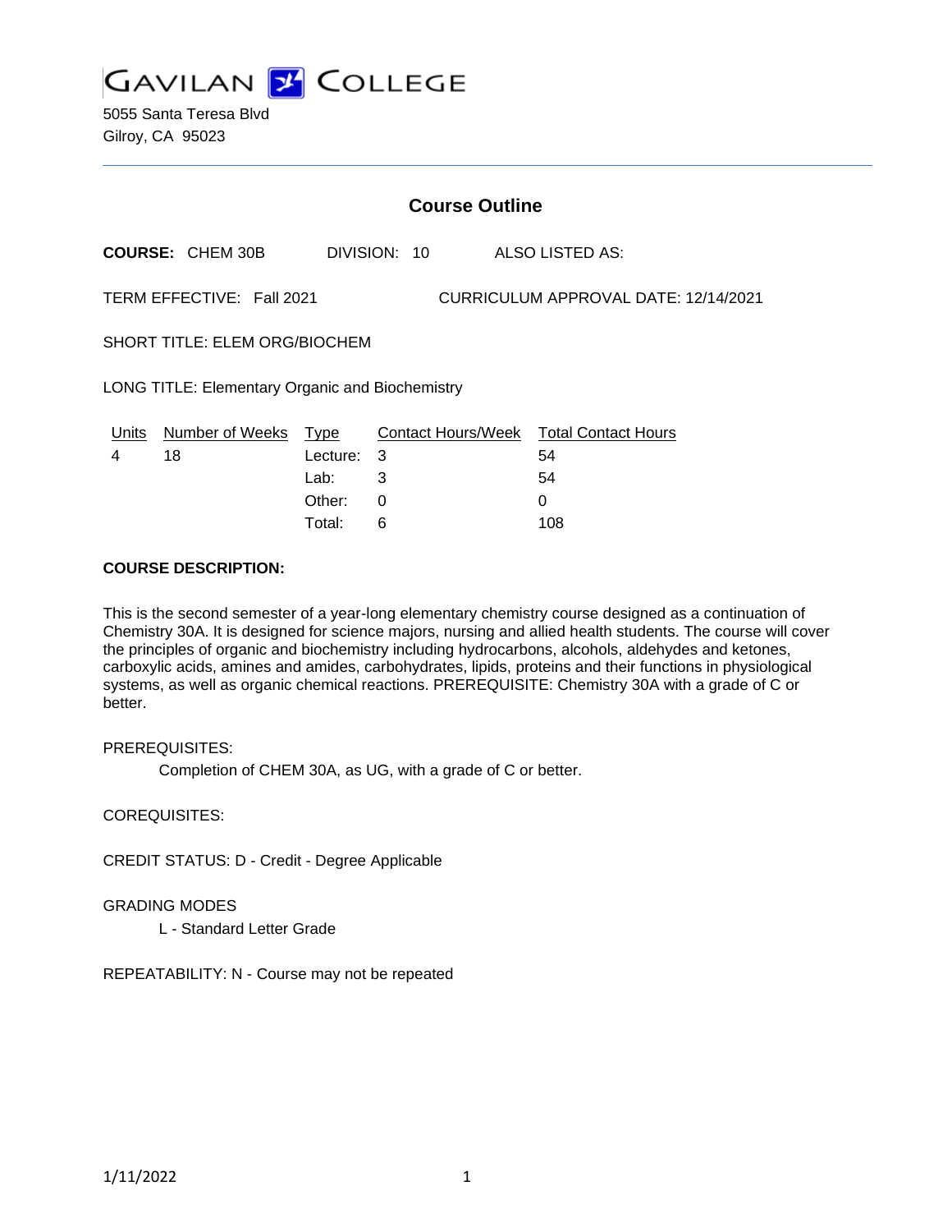# GAVILAN COLLEGE

5055 Santa Teresa Blvd
Gilroy, CA 95023

---

## Course Outline

**COURSE:** CHEM 30B DIVISION: 10 ALSO LISTED AS:

TERM EFFECTIVE: Fall 2021 CURRICULUM APPROVAL DATE: 12/14/2021

SHORT TITLE: ELEM ORG/BIOCHEM

LONG TITLE: Elementary Organic and Biochemistry

| Units | Number of Weeks | Type | Contact Hours/Week | Total Contact Hours |
|---|---|---|---|---|
| 4 | 18 | Lecture: | 3 | 54 |
| | | Lab: | 3 | 54 |
| | | Other: | 0 | 0 |
| | | Total: | 6 | 108 |

**COURSE DESCRIPTION:**

This is the second semester of a year-long elementary chemistry course designed as a continuation of Chemistry 30A. It is designed for science majors, nursing and allied health students. The course will cover the principles of organic and biochemistry including hydrocarbons, alcohols, aldehydes and ketones, carboxylic acids, amines and amides, carbohydrates, lipids, proteins and their functions in physiological systems, as well as organic chemical reactions. PREREQUISITE: Chemistry 30A with a grade of C or better.

PREREQUISITES:

Completion of CHEM 30A, as UG, with a grade of C or better.

COREQUISITES:

CREDIT STATUS: D - Credit - Degree Applicable

GRADING MODES

L - Standard Letter Grade

REPEATABILITY: N - Course may not be repeated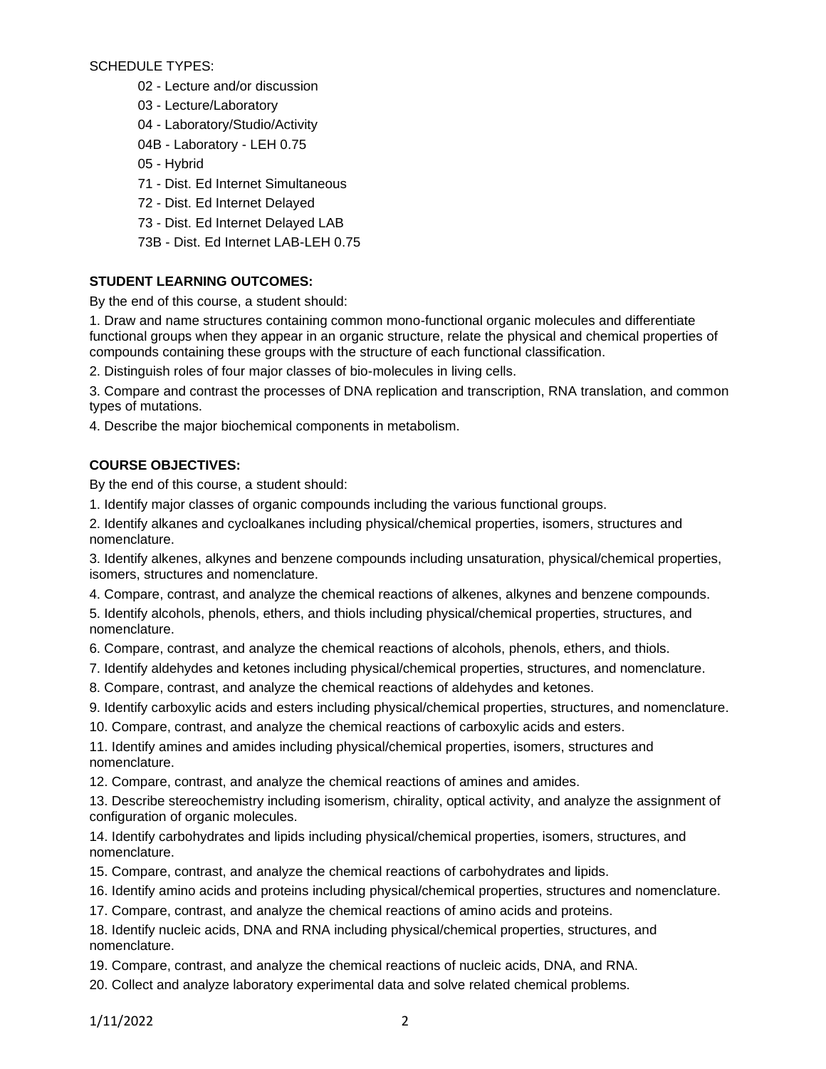SCHEDULE TYPES:

- 02 - Lecture and/or discussion
- 03 - Lecture/Laboratory
- 04 - Laboratory/Studio/Activity
- 04B - Laboratory - LEH 0.75
- 05 - Hybrid
- 71 - Dist. Ed Internet Simultaneous
- 72 - Dist. Ed Internet Delayed
- 73 - Dist. Ed Internet Delayed LAB
- 73B - Dist. Ed Internet LAB-LEH 0.75

**STUDENT LEARNING OUTCOMES:**

By the end of this course, a student should:

1. Draw and name structures containing common mono-functional organic molecules and differentiate functional groups when they appear in an organic structure, relate the physical and chemical properties of compounds containing these groups with the structure of each functional classification.
2. Distinguish roles of four major classes of bio-molecules in living cells.
3. Compare and contrast the processes of DNA replication and transcription, RNA translation, and common types of mutations.
4. Describe the major biochemical components in metabolism.

**COURSE OBJECTIVES:**

By the end of this course, a student should:

1. Identify major classes of organic compounds including the various functional groups.
2. Identify alkanes and cycloalkanes including physical/chemical properties, isomers, structures and nomenclature.
3. Identify alkenes, alkynes and benzene compounds including unsaturation, physical/chemical properties, isomers, structures and nomenclature.
4. Compare, contrast, and analyze the chemical reactions of alkenes, alkynes and benzene compounds.
5. Identify alcohols, phenols, ethers, and thiols including physical/chemical properties, structures, and nomenclature.
6. Compare, contrast, and analyze the chemical reactions of alcohols, phenols, ethers, and thiols.
7. Identify aldehydes and ketones including physical/chemical properties, structures, and nomenclature.
8. Compare, contrast, and analyze the chemical reactions of aldehydes and ketones.
9. Identify carboxylic acids and esters including physical/chemical properties, structures, and nomenclature.
10. Compare, contrast, and analyze the chemical reactions of carboxylic acids and esters.
11. Identify amines and amides including physical/chemical properties, isomers, structures and nomenclature.
12. Compare, contrast, and analyze the chemical reactions of amines and amides.
13. Describe stereochemistry including isomerism, chirality, optical activity, and analyze the assignment of configuration of organic molecules.
14. Identify carbohydrates and lipids including physical/chemical properties, isomers, structures, and nomenclature.
15. Compare, contrast, and analyze the chemical reactions of carbohydrates and lipids.
16. Identify amino acids and proteins including physical/chemical properties, structures and nomenclature.
17. Compare, contrast, and analyze the chemical reactions of amino acids and proteins.
18. Identify nucleic acids, DNA and RNA including physical/chemical properties, structures, and nomenclature.
19. Compare, contrast, and analyze the chemical reactions of nucleic acids, DNA, and RNA.
20. Collect and analyze laboratory experimental data and solve related chemical problems.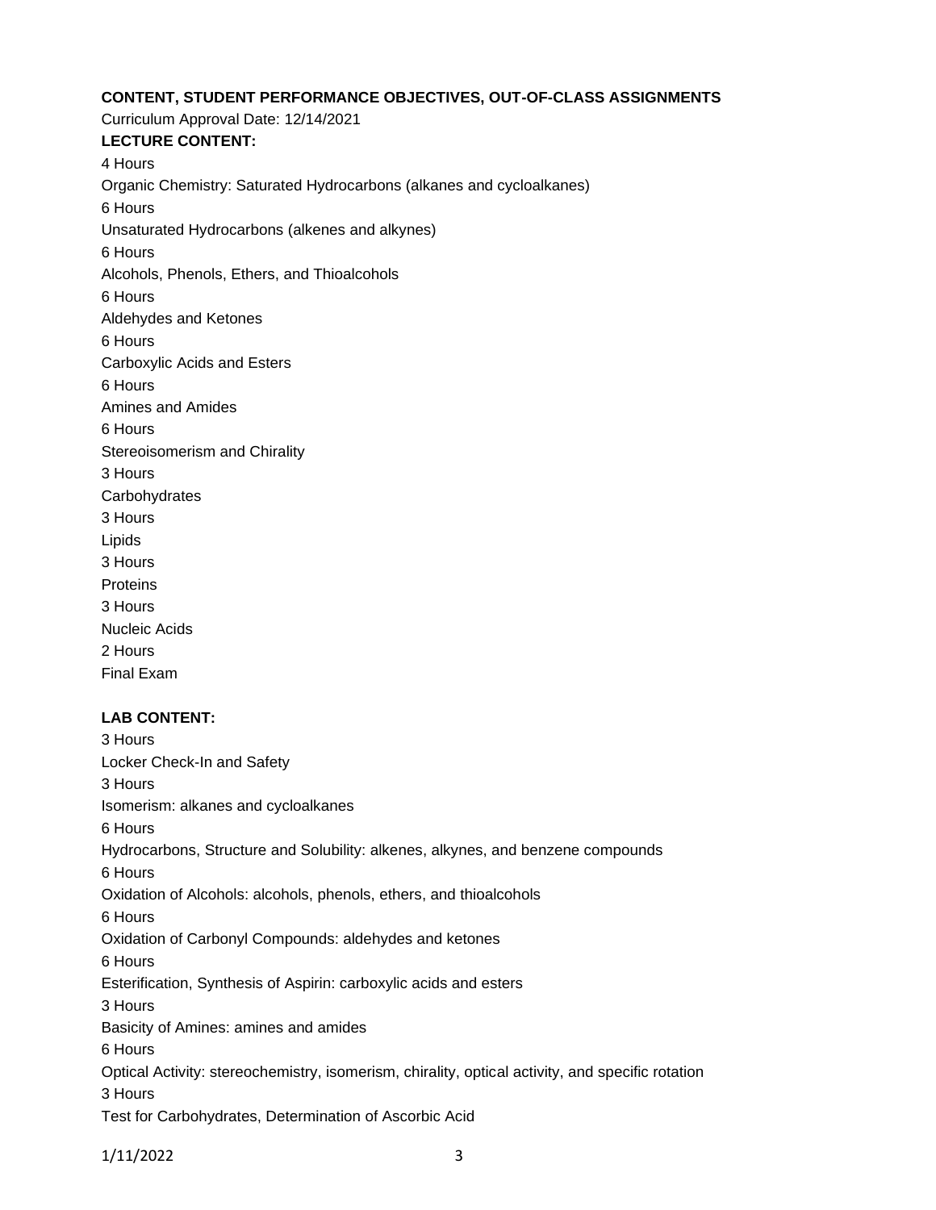**CONTENT, STUDENT PERFORMANCE OBJECTIVES, OUT-OF-CLASS ASSIGNMENTS**

Curriculum Approval Date: 12/14/2021

**LECTURE CONTENT:**

4 Hours

Organic Chemistry: Saturated Hydrocarbons (alkanes and cycloalkanes)

6 Hours

Unsaturated Hydrocarbons (alkenes and alkynes)

6 Hours

Alcohols, Phenols, Ethers, and Thioalcohols

6 Hours

Aldehydes and Ketones

6 Hours

Carboxylic Acids and Esters

6 Hours

Amines and Amides

6 Hours

Stereoisomerism and Chirality

3 Hours

Carbohydrates

3 Hours

Lipids

3 Hours

Proteins

3 Hours

Nucleic Acids

2 Hours

Final Exam

**LAB CONTENT:**

3 Hours

Locker Check-In and Safety

3 Hours

Isomerism: alkanes and cycloalkanes

6 Hours

Hydrocarbons, Structure and Solubility: alkenes, alkynes, and benzene compounds

6 Hours

Oxidation of Alcohols: alcohols, phenols, ethers, and thioalcohols

6 Hours

Oxidation of Carbonyl Compounds: aldehydes and ketones

6 Hours

Esterification, Synthesis of Aspirin: carboxylic acids and esters

3 Hours

Basicity of Amines: amines and amides

6 Hours

Optical Activity: stereochemistry, isomerism, chirality, optical activity, and specific rotation

3 Hours

Test for Carbohydrates, Determination of Ascorbic Acid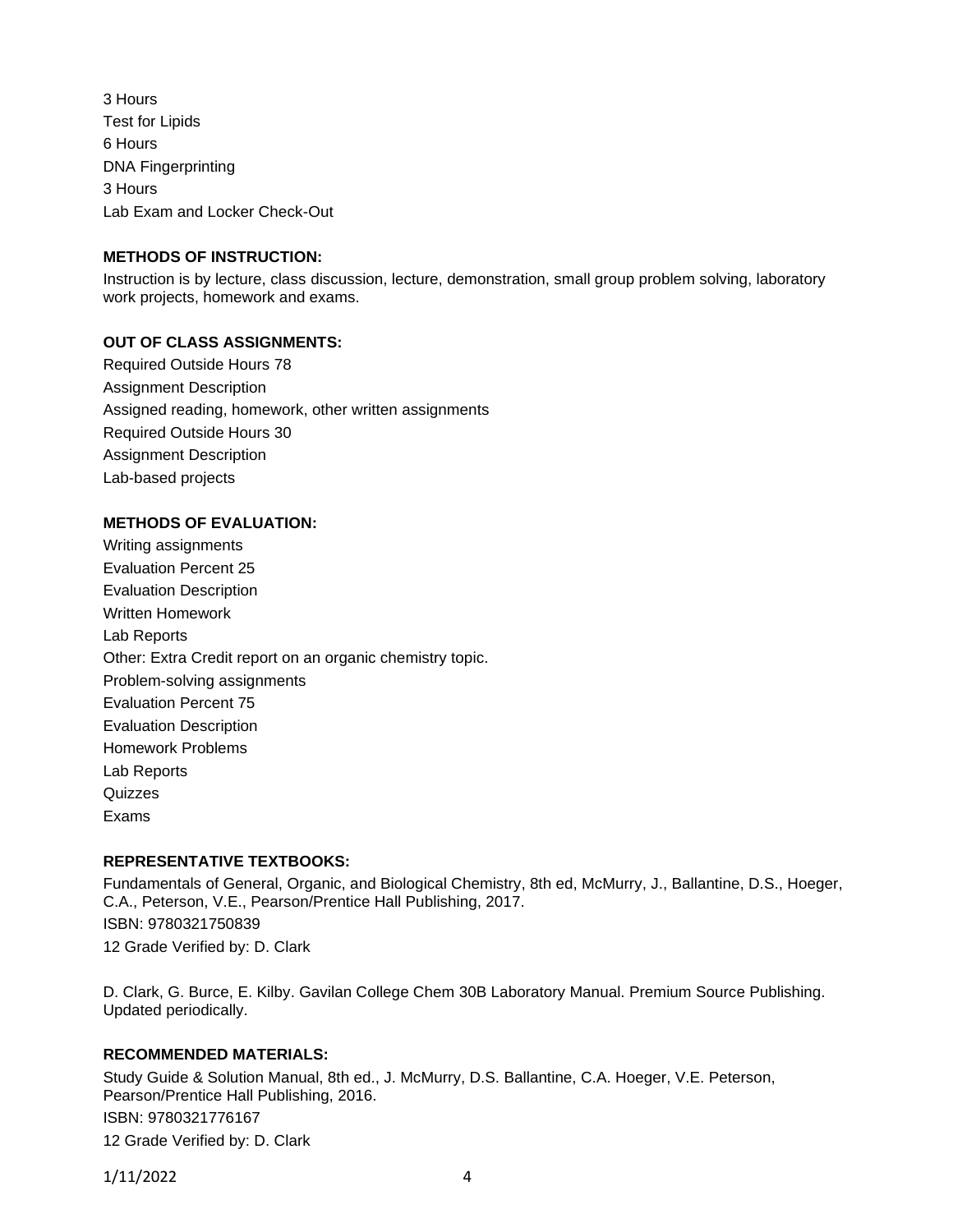3 Hours
Test for Lipids
6 Hours
DNA Fingerprinting
3 Hours
Lab Exam and Locker Check-Out

**METHODS OF INSTRUCTION:**

Instruction is by lecture, class discussion, lecture, demonstration, small group problem solving, laboratory work projects, homework and exams.

**OUT OF CLASS ASSIGNMENTS:**

Required Outside Hours 78
Assignment Description
Assigned reading, homework, other written assignments
Required Outside Hours 30
Assignment Description
Lab-based projects

**METHODS OF EVALUATION:**

Writing assignments
Evaluation Percent 25
Evaluation Description
Written Homework
Lab Reports
Other: Extra Credit report on an organic chemistry topic.
Problem-solving assignments
Evaluation Percent 75
Evaluation Description
Homework Problems
Lab Reports
Quizzes
Exams

**REPRESENTATIVE TEXTBOOKS:**

Fundamentals of General, Organic, and Biological Chemistry, 8th ed, McMurry, J., Ballantine, D.S., Hoeger, C.A., Peterson, V.E., Pearson/Prentice Hall Publishing, 2017.
ISBN: 9780321750839
12 Grade Verified by: D. Clark

D. Clark, G. Burce, E. Kilby. Gavilan College Chem 30B Laboratory Manual. Premium Source Publishing. Updated periodically.

**RECOMMENDED MATERIALS:**

Study Guide & Solution Manual, 8th ed., J. McMurry, D.S. Ballantine, C.A. Hoeger, V.E. Peterson, Pearson/Prentice Hall Publishing, 2016.
ISBN: 9780321776167
12 Grade Verified by: D. Clark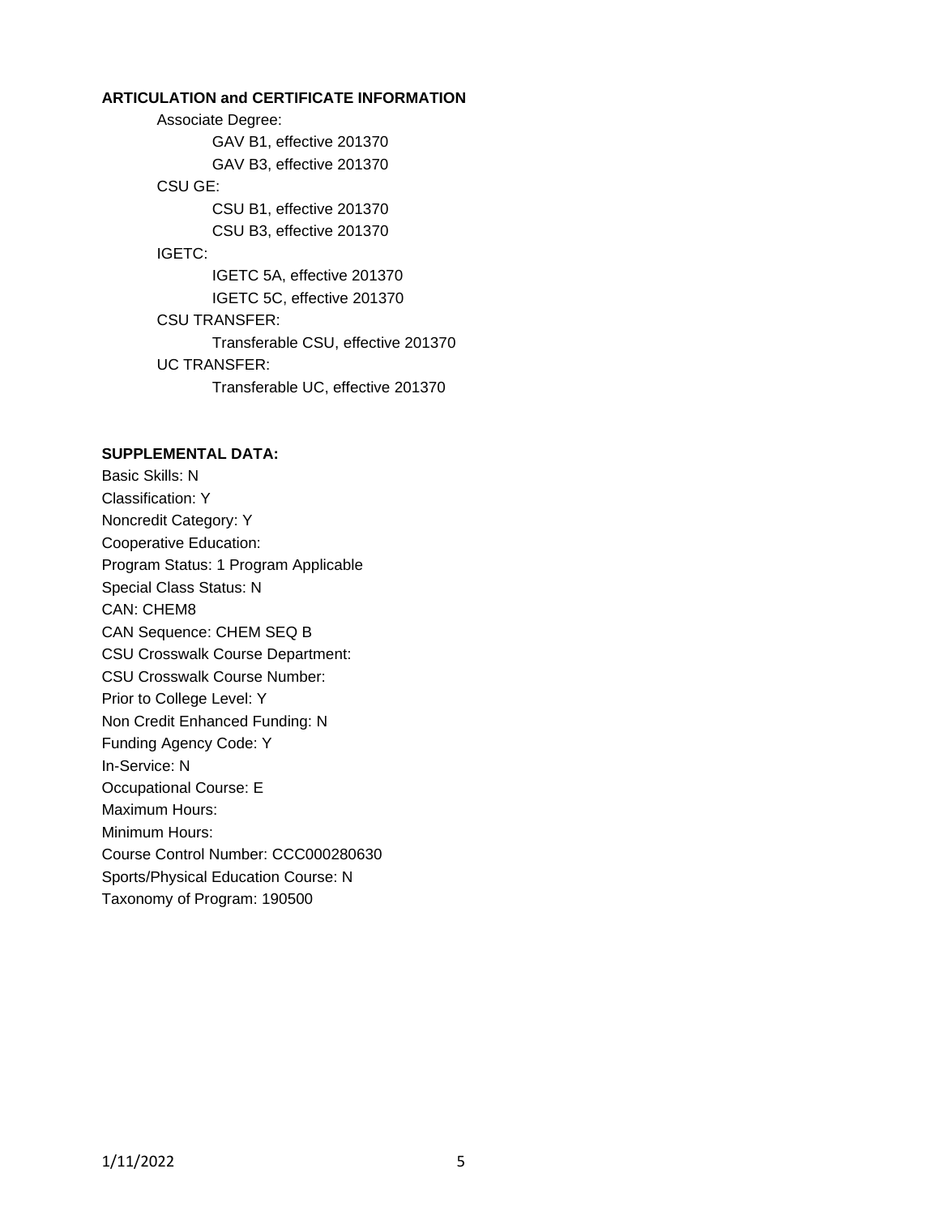**ARTICULATION and CERTIFICATE INFORMATION**

Associate Degree:

- GAV B1, effective 201370
- GAV B3, effective 201370

CSU GE:

- CSU B1, effective 201370
- CSU B3, effective 201370

IGETC:

- IGETC 5A, effective 201370
- IGETC 5C, effective 201370

CSU TRANSFER:

- Transferable CSU, effective 201370

UC TRANSFER:

- Transferable UC, effective 201370

**SUPPLEMENTAL DATA:**

Basic Skills: N
Classification: Y
Noncredit Category: Y
Cooperative Education:
Program Status: 1 Program Applicable
Special Class Status: N
CAN: CHEM8
CAN Sequence: CHEM SEQ B
CSU Crosswalk Course Department:
CSU Crosswalk Course Number:
Prior to College Level: Y
Non Credit Enhanced Funding: N
Funding Agency Code: Y
In-Service: N
Occupational Course: E
Maximum Hours:
Minimum Hours:
Course Control Number: CCC000280630
Sports/Physical Education Course: N
Taxonomy of Program: 190500